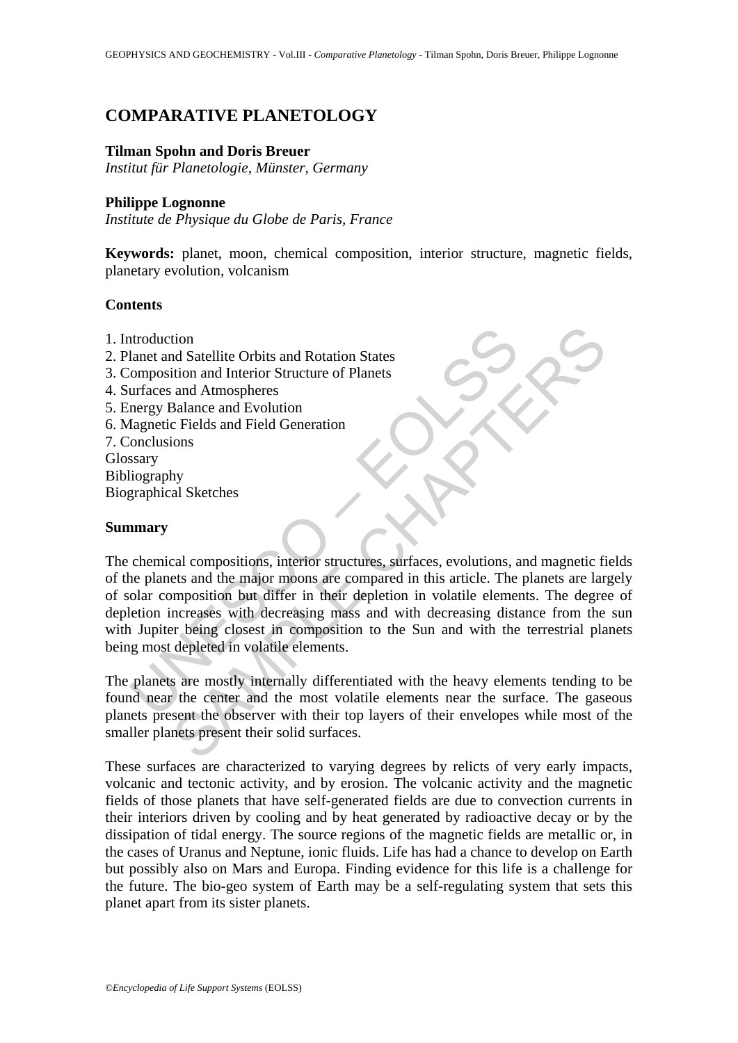# COMPARATIVE PLANETOLOGY

**Tilman Spohn and Doris Breuer**

*Institut für Planetologie, Münster, Germany*

**Philippe Lognonne**

*Institute de Physique du Globe de Paris, France*

**Keywords:** planet, moon, chemical composition, interior structure, magnetic fields, planetary evolution, volcanism

## Contents

1. Introduction
2. Planet and Satellite Orbits and Rotation States
3. Composition and Interior Structure of Planets
4. Surfaces and Atmospheres
5. Energy Balance and Evolution
6. Magnetic Fields and Field Generation
7. Conclusions

Glossary

Bibliography

Biographical Sketches

## Summary

The chemical compositions, interior structures, surfaces, evolutions, and magnetic fields of the planets and the major moons are compared in this article. The planets are largely of solar composition but differ in their depletion in volatile elements. The degree of depletion increases with decreasing mass and with decreasing distance from the sun with Jupiter being closest in composition to the Sun and with the terrestrial planets being most depleted in volatile elements.

The planets are mostly internally differentiated with the heavy elements tending to be found near the center and the most volatile elements near the surface. The gaseous planets present the observer with their top layers of their envelopes while most of the smaller planets present their solid surfaces.

These surfaces are characterized to varying degrees by relicts of very early impacts, volcanic and tectonic activity, and by erosion. The volcanic activity and the magnetic fields of those planets that have self-generated fields are due to convection currents in their interiors driven by cooling and by heat generated by radioactive decay or by the dissipation of tidal energy. The source regions of the magnetic fields are metallic or, in the cases of Uranus and Neptune, ionic fluids. Life has had a chance to develop on Earth but possibly also on Mars and Europa. Finding evidence for this life is a challenge for the future. The bio-geo system of Earth may be a self-regulating system that sets this planet apart from its sister planets.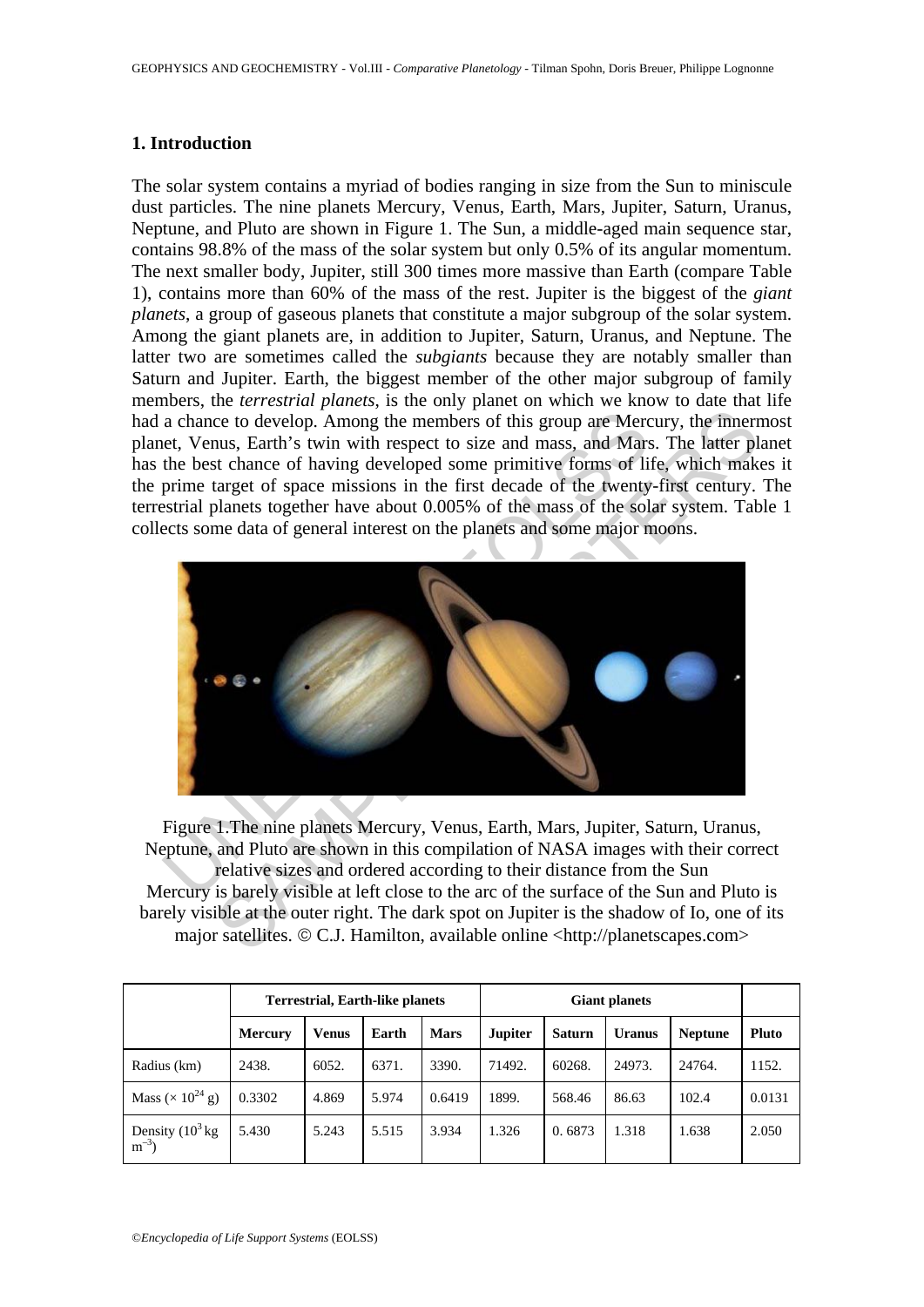## 1. Introduction

The solar system contains a myriad of bodies ranging in size from the Sun to miniscule dust particles. The nine planets Mercury, Venus, Earth, Mars, Jupiter, Saturn, Uranus, Neptune, and Pluto are shown in Figure 1. The Sun, a middle-aged main sequence star, contains 98.8% of the mass of the solar system but only 0.5% of its angular momentum. The next smaller body, Jupiter, still 300 times more massive than Earth (compare Table 1), contains more than 60% of the mass of the rest. Jupiter is the biggest of the *giant planets*, a group of gaseous planets that constitute a major subgroup of the solar system. Among the giant planets are, in addition to Jupiter, Saturn, Uranus, and Neptune. The latter two are sometimes called the *subgiants* because they are notably smaller than Saturn and Jupiter. Earth, the biggest member of the other major subgroup of family members, the *terrestrial planets*, is the only planet on which we know to date that life had a chance to develop. Among the members of this group are Mercury, the innermost planet, Venus, Earth's twin with respect to size and mass, and Mars. The latter planet has the best chance of having developed some primitive forms of life, which makes it the prime target of space missions in the first decade of the twenty-first century. The terrestrial planets together have about 0.005% of the mass of the solar system. Table 1 collects some data of general interest on the planets and some major moons.

Figure 1.The nine planets Mercury, Venus, Earth, Mars, Jupiter, Saturn, Uranus, Neptune, and Pluto are shown in this compilation of NASA images with their correct relative sizes and ordered according to their distance from the Sun
Mercury is barely visible at left close to the arc of the surface of the Sun and Pluto is barely visible at the outer right. The dark spot on Jupiter is the shadow of Io, one of its major satellites. © C.J. Hamilton, available online <http://planetscapes.com>

| | Terrestrial, Earth-like planets | | | | Giant planets | | | | |
|---|---|---|---|---|---|---|---|---|---|
| | Mercury | Venus | Earth | Mars | Jupiter | Saturn | Uranus | Neptune | Pluto |
| Radius (km) | 2438. | 6052. | 6371. | 3390. | 71492. | 60268. | 24973. | 24764. | 1152. |
| Mass ($\times 10^{24}$ g) | 0.3302 | 4.869 | 5.974 | 0.6419 | 1899. | 568.46 | 86.63 | 102.4 | 0.0131 |
| Density ($10^3$ kg $m^{-3}$) | 5.430 | 5.243 | 5.515 | 3.934 | 1.326 | 0. 6873 | 1.318 | 1.638 | 2.050 |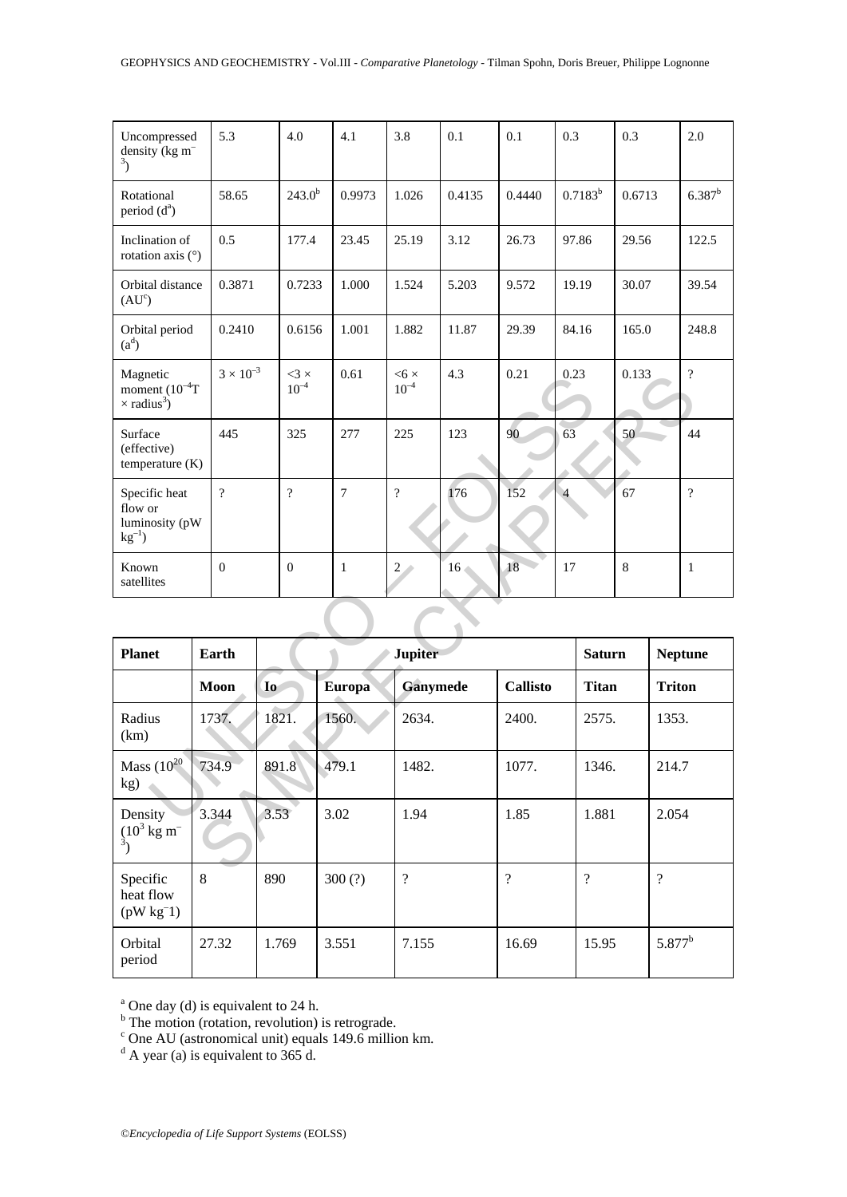| Uncompressed density (kg m$^{-3}$) | 5.3 | 4.0 | 4.1 | 3.8 | 0.1 | 0.1 | 0.3 | 0.3 | 2.0 |
|---|---|---|---|---|---|---|---|---|---|
| Rotational period (d[a]) | 58.65 | 243.0[b] | 0.9973 | 1.026 | 0.4135 | 0.4440 | 0.7183[b] | 0.6713 | 6.387[b] |
| Inclination of rotation axis (°) | 0.5 | 177.4 | 23.45 | 25.19 | 3.12 | 26.73 | 97.86 | 29.56 | 122.5 |
| Orbital distance (AU[c]) | 0.3871 | 0.7233 | 1.000 | 1.524 | 5.203 | 9.572 | 19.19 | 30.07 | 39.54 |
| Orbital period (a[d]) | 0.2410 | 0.6156 | 1.001 | 1.882 | 11.87 | 29.39 | 84.16 | 165.0 | 248.8 |
| Magnetic moment ($10^{-4}$T × radius$^3$) | $3 \times 10^{-3}$ | $<3 \times 10^{-4}$ | 0.61 | $<6 \times 10^{-4}$ | 4.3 | 0.21 | 0.23 | 0.133 | ? |
| Surface (effective) temperature (K) | 445 | 325 | 277 | 225 | 123 | 90 | 63 | 50 | 44 |
| Specific heat flow or luminosity (pW kg$^{-1}$) | ? | ? | 7 | ? | 176 | 152 | 4 | 67 | ? |
| Known satellites | 0 | 0 | 1 | 2 | 16 | 18 | 17 | 8 | 1 |

| Planet | Earth | Jupiter | | | | Saturn | Neptune |
|---|---|---|---|---|---|---|---|
| | Moon | Io | Europa | Ganymede | Callisto | Titan | Triton |
| Radius (km) | 1737. | 1821. | 1560. | 2634. | 2400. | 2575. | 1353. |
| Mass ($10^{20}$ kg) | 734.9 | 891.8 | 479.1 | 1482. | 1077. | 1346. | 214.7 |
| Density ($10^3$ kg m$^{-3}$) | 3.344 | 3.53 | 3.02 | 1.94 | 1.85 | 1.881 | 2.054 |
| Specific heat flow (pW kg$^{-1}$) | 8 | 890 | 300 (?) | ? | ? | ? | ? |
| Orbital period | 27.32 | 1.769 | 3.551 | 7.155 | 16.69 | 15.95 | 5.877[b] |

[a] One day (d) is equivalent to 24 h.
[b] The motion (rotation, revolution) is retrograde.
[c] One AU (astronomical unit) equals 149.6 million km.
[d] A year (a) is equivalent to 365 d.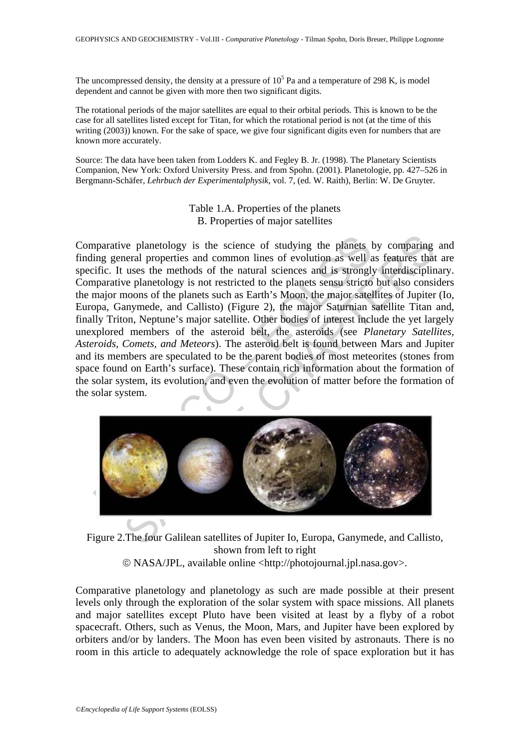The uncompressed density, the density at a pressure of $10^5$ Pa and a temperature of 298 K, is model dependent and cannot be given with more then two significant digits.

The rotational periods of the major satellites are equal to their orbital periods. This is known to be the case for all satellites listed except for Titan, for which the rotational period is not (at the time of this writing (2003)) known. For the sake of space, we give four significant digits even for numbers that are known more accurately.

Source: The data have been taken from Lodders K. and Fegley B. Jr. (1998). The Planetary Scientists Companion, New York: Oxford University Press. and from Spohn. (2001). Planetologie, pp. 427–526 in Bergmann-Schäfer, *Lehrbuch der Experimentalphysik*, vol. 7, (ed. W. Raith), Berlin: W. De Gruyter.

Table 1.A. Properties of the planets
B. Properties of major satellites

Comparative planetology is the science of studying the planets by comparing and finding general properties and common lines of evolution as well as features that are specific. It uses the methods of the natural sciences and is strongly interdisciplinary. Comparative planetology is not restricted to the planets sensu stricto but also considers the major moons of the planets such as Earth's Moon, the major satellites of Jupiter (Io, Europa, Ganymede, and Callisto) (Figure 2), the major Saturnian satellite Titan and, finally Triton, Neptune's major satellite. Other bodies of interest include the yet largely unexplored members of the asteroid belt, the asteroids (see *Planetary Satellites, Asteroids, Comets, and Meteors*). The asteroid belt is found between Mars and Jupiter and its members are speculated to be the parent bodies of most meteorites (stones from space found on Earth's surface). These contain rich information about the formation of the solar system, its evolution, and even the evolution of matter before the formation of the solar system.

Figure 2.The four Galilean satellites of Jupiter Io, Europa, Ganymede, and Callisto, shown from left to right
© NASA/JPL, available online <http://photojournal.jpl.nasa.gov>.

Comparative planetology and planetology as such are made possible at their present levels only through the exploration of the solar system with space missions. All planets and major satellites except Pluto have been visited at least by a flyby of a robot spacecraft. Others, such as Venus, the Moon, Mars, and Jupiter have been explored by orbiters and/or by landers. The Moon has even been visited by astronauts. There is no room in this article to adequately acknowledge the role of space exploration but it has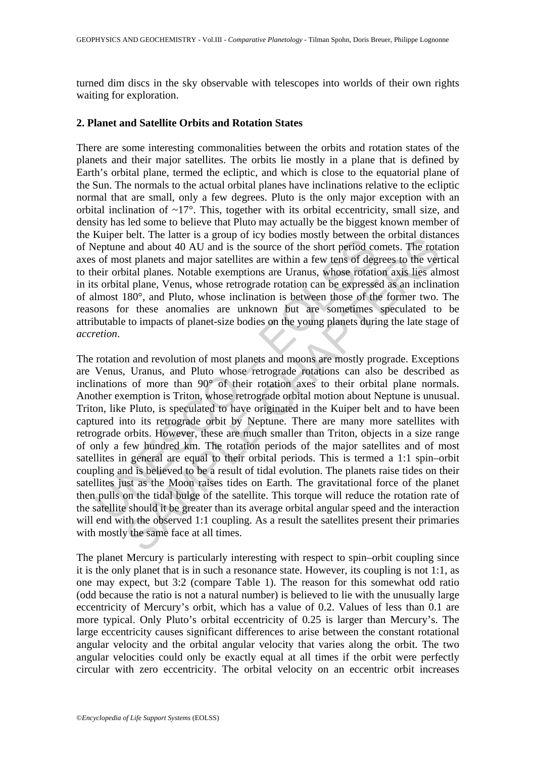turned dim discs in the sky observable with telescopes into worlds of their own rights waiting for exploration.

## 2. Planet and Satellite Orbits and Rotation States

There are some interesting commonalities between the orbits and rotation states of the planets and their major satellites. The orbits lie mostly in a plane that is defined by Earth's orbital plane, termed the ecliptic, and which is close to the equatorial plane of the Sun. The normals to the actual orbital planes have inclinations relative to the ecliptic normal that are small, only a few degrees. Pluto is the only major exception with an orbital inclination of ~17°. This, together with its orbital eccentricity, small size, and density has led some to believe that Pluto may actually be the biggest known member of the Kuiper belt. The latter is a group of icy bodies mostly between the orbital distances of Neptune and about 40 AU and is the source of the short period comets. The rotation axes of most planets and major satellites are within a few tens of degrees to the vertical to their orbital planes. Notable exemptions are Uranus, whose rotation axis lies almost in its orbital plane, Venus, whose retrograde rotation can be expressed as an inclination of almost 180°, and Pluto, whose inclination is between those of the former two. The reasons for these anomalies are unknown but are sometimes speculated to be attributable to impacts of planet-size bodies on the young planets during the late stage of *accretion*.

The rotation and revolution of most planets and moons are mostly prograde. Exceptions are Venus, Uranus, and Pluto whose retrograde rotations can also be described as inclinations of more than 90° of their rotation axes to their orbital plane normals. Another exemption is Triton, whose retrograde orbital motion about Neptune is unusual. Triton, like Pluto, is speculated to have originated in the Kuiper belt and to have been captured into its retrograde orbit by Neptune. There are many more satellites with retrograde orbits. However, these are much smaller than Triton, objects in a size range of only a few hundred km. The rotation periods of the major satellites and of most satellites in general are equal to their orbital periods. This is termed a 1:1 spin–orbit coupling and is believed to be a result of tidal evolution. The planets raise tides on their satellites just as the Moon raises tides on Earth. The gravitational force of the planet then pulls on the tidal bulge of the satellite. This torque will reduce the rotation rate of the satellite should it be greater than its average orbital angular speed and the interaction will end with the observed 1:1 coupling. As a result the satellites present their primaries with mostly the same face at all times.

The planet Mercury is particularly interesting with respect to spin–orbit coupling since it is the only planet that is in such a resonance state. However, its coupling is not 1:1, as one may expect, but 3:2 (compare Table 1). The reason for this somewhat odd ratio (odd because the ratio is not a natural number) is believed to lie with the unusually large eccentricity of Mercury's orbit, which has a value of 0.2. Values of less than 0.1 are more typical. Only Pluto's orbital eccentricity of 0.25 is larger than Mercury's. The large eccentricity causes significant differences to arise between the constant rotational angular velocity and the orbital angular velocity that varies along the orbit. The two angular velocities could only be exactly equal at all times if the orbit were perfectly circular with zero eccentricity. The orbital velocity on an eccentric orbit increases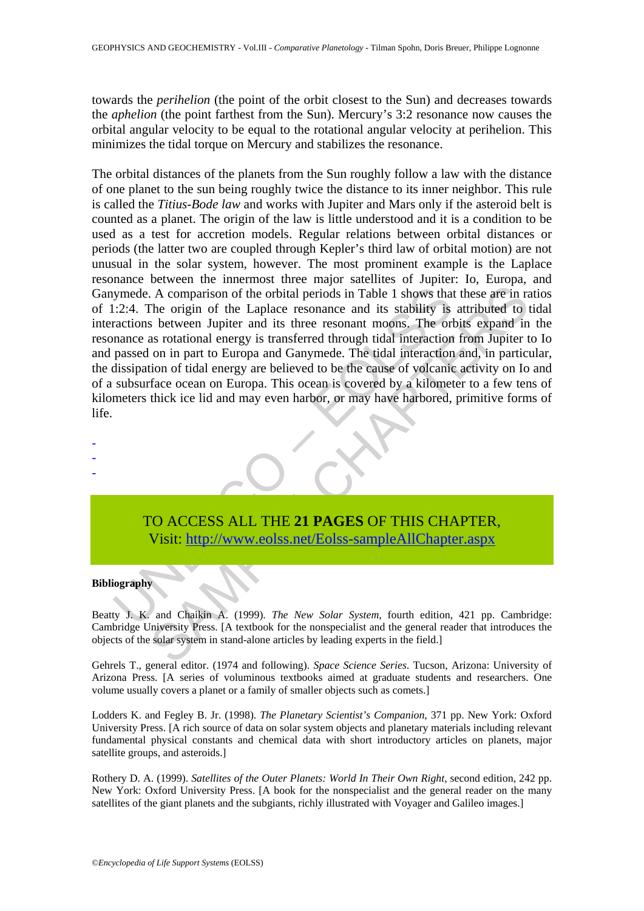towards the *perihelion* (the point of the orbit closest to the Sun) and decreases towards the *aphelion* (the point farthest from the Sun). Mercury's 3:2 resonance now causes the orbital angular velocity to be equal to the rotational angular velocity at perihelion. This minimizes the tidal torque on Mercury and stabilizes the resonance.

The orbital distances of the planets from the Sun roughly follow a law with the distance of one planet to the sun being roughly twice the distance to its inner neighbor. This rule is called the *Titius-Bode law* and works with Jupiter and Mars only if the asteroid belt is counted as a planet. The origin of the law is little understood and it is a condition to be used as a test for accretion models. Regular relations between orbital distances or periods (the latter two are coupled through Kepler's third law of orbital motion) are not unusual in the solar system, however. The most prominent example is the Laplace resonance between the innermost three major satellites of Jupiter: Io, Europa, and Ganymede. A comparison of the orbital periods in Table 1 shows that these are in ratios of 1:2:4. The origin of the Laplace resonance and its stability is attributed to tidal interactions between Jupiter and its three resonant moons. The orbits expand in the resonance as rotational energy is transferred through tidal interaction from Jupiter to Io and passed on in part to Europa and Ganymede. The tidal interaction and, in particular, the dissipation of tidal energy are believed to be the cause of volcanic activity on Io and of a subsurface ocean on Europa. This ocean is covered by a kilometer to a few tens of kilometers thick ice lid and may even harbor, or may have harbored, primitive forms of life.

-
-
-

TO ACCESS ALL THE **21 PAGES** OF THIS CHAPTER,
Visit: http://www.eolss.net/Eolss-sampleAllChapter.aspx

**Bibliography**

Beatty J. K. and Chaikin A. (1999). *The New Solar System*, fourth edition, 421 pp. Cambridge: Cambridge University Press. [A textbook for the nonspecialist and the general reader that introduces the objects of the solar system in stand-alone articles by leading experts in the field.]

Gehrels T., general editor. (1974 and following). *Space Science Series*. Tucson, Arizona: University of Arizona Press. [A series of voluminous textbooks aimed at graduate students and researchers. One volume usually covers a planet or a family of smaller objects such as comets.]

Lodders K. and Fegley B. Jr. (1998). *The Planetary Scientist's Companion*, 371 pp. New York: Oxford University Press. [A rich source of data on solar system objects and planetary materials including relevant fundamental physical constants and chemical data with short introductory articles on planets, major satellite groups, and asteroids.]

Rothery D. A. (1999). *Satellites of the Outer Planets: World In Their Own Right*, second edition, 242 pp. New York: Oxford University Press. [A book for the nonspecialist and the general reader on the many satellites of the giant planets and the subgiants, richly illustrated with Voyager and Galileo images.]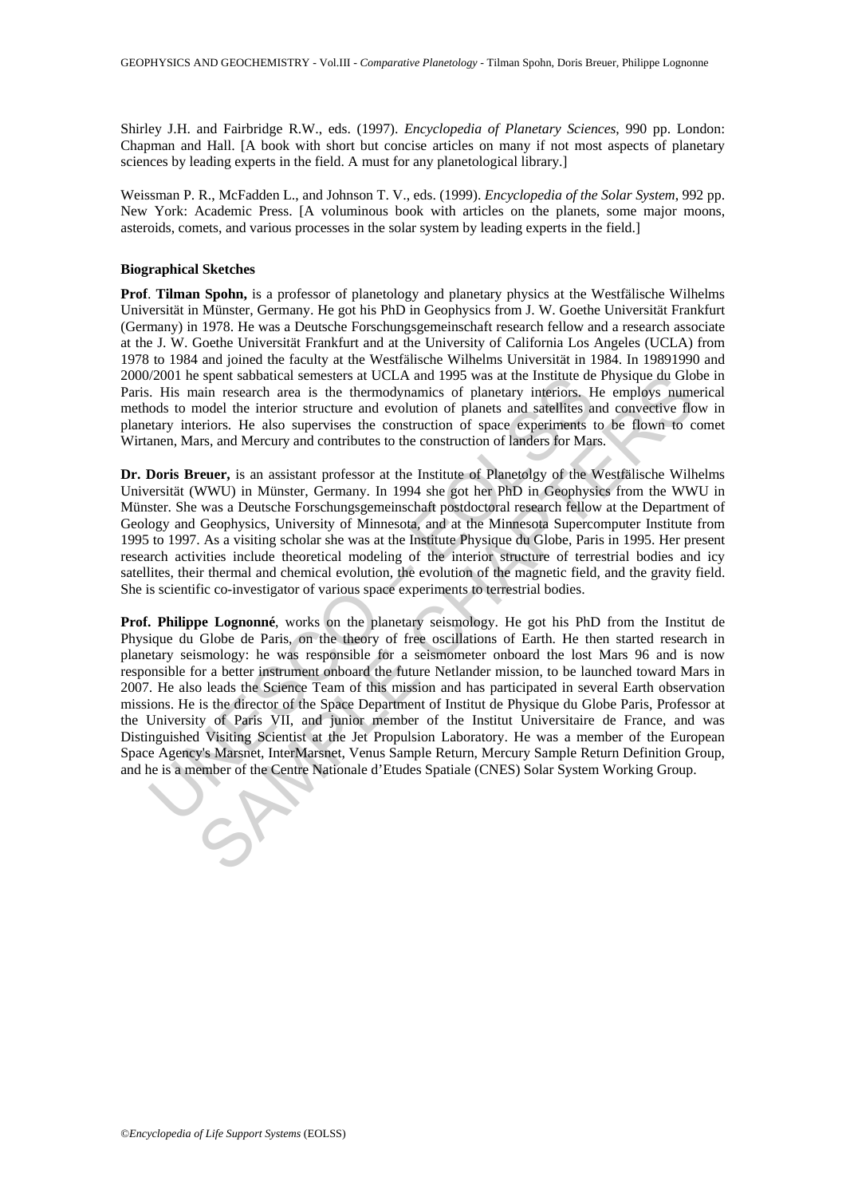Shirley J.H. and Fairbridge R.W., eds. (1997). *Encyclopedia of Planetary Sciences*, 990 pp. London: Chapman and Hall. [A book with short but concise articles on many if not most aspects of planetary sciences by leading experts in the field. A must for any planetological library.]

Weissman P. R., McFadden L., and Johnson T. V., eds. (1999). *Encyclopedia of the Solar System*, 992 pp. New York: Academic Press. [A voluminous book with articles on the planets, some major moons, asteroids, comets, and various processes in the solar system by leading experts in the field.]

**Biographical Sketches**

**Prof**. **Tilman Spohn,** is a professor of planetology and planetary physics at the Westfälische Wilhelms Universität in Münster, Germany. He got his PhD in Geophysics from J. W. Goethe Universität Frankfurt (Germany) in 1978. He was a Deutsche Forschungsgemeinschaft research fellow and a research associate at the J. W. Goethe Universität Frankfurt and at the University of California Los Angeles (UCLA) from 1978 to 1984 and joined the faculty at the Westfälische Wilhelms Universität in 1984. In 19891990 and 2000/2001 he spent sabbatical semesters at UCLA and 1995 was at the Institute de Physique du Globe in Paris. His main research area is the thermodynamics of planetary interiors. He employs numerical methods to model the interior structure and evolution of planets and satellites and convective flow in planetary interiors. He also supervises the construction of space experiments to be flown to comet Wirtanen, Mars, and Mercury and contributes to the construction of landers for Mars.

**Dr. Doris Breuer,** is an assistant professor at the Institute of Planetolgy of the Westfälische Wilhelms Universität (WWU) in Münster, Germany. In 1994 she got her PhD in Geophysics from the WWU in Münster. She was a Deutsche Forschungsgemeinschaft postdoctoral research fellow at the Department of Geology and Geophysics, University of Minnesota, and at the Minnesota Supercomputer Institute from 1995 to 1997. As a visiting scholar she was at the Institute Physique du Globe, Paris in 1995. Her present research activities include theoretical modeling of the interior structure of terrestrial bodies and icy satellites, their thermal and chemical evolution, the evolution of the magnetic field, and the gravity field. She is scientific co-investigator of various space experiments to terrestrial bodies.

**Prof. Philippe Lognonné**, works on the planetary seismology. He got his PhD from the Institut de Physique du Globe de Paris, on the theory of free oscillations of Earth. He then started research in planetary seismology: he was responsible for a seismometer onboard the lost Mars 96 and is now responsible for a better instrument onboard the future Netlander mission, to be launched toward Mars in 2007. He also leads the Science Team of this mission and has participated in several Earth observation missions. He is the director of the Space Department of Institut de Physique du Globe Paris, Professor at the University of Paris VII, and junior member of the Institut Universitaire de France, and was Distinguished Visiting Scientist at the Jet Propulsion Laboratory. He was a member of the European Space Agency's Marsnet, InterMarsnet, Venus Sample Return, Mercury Sample Return Definition Group, and he is a member of the Centre Nationale d'Etudes Spatiale (CNES) Solar System Working Group.